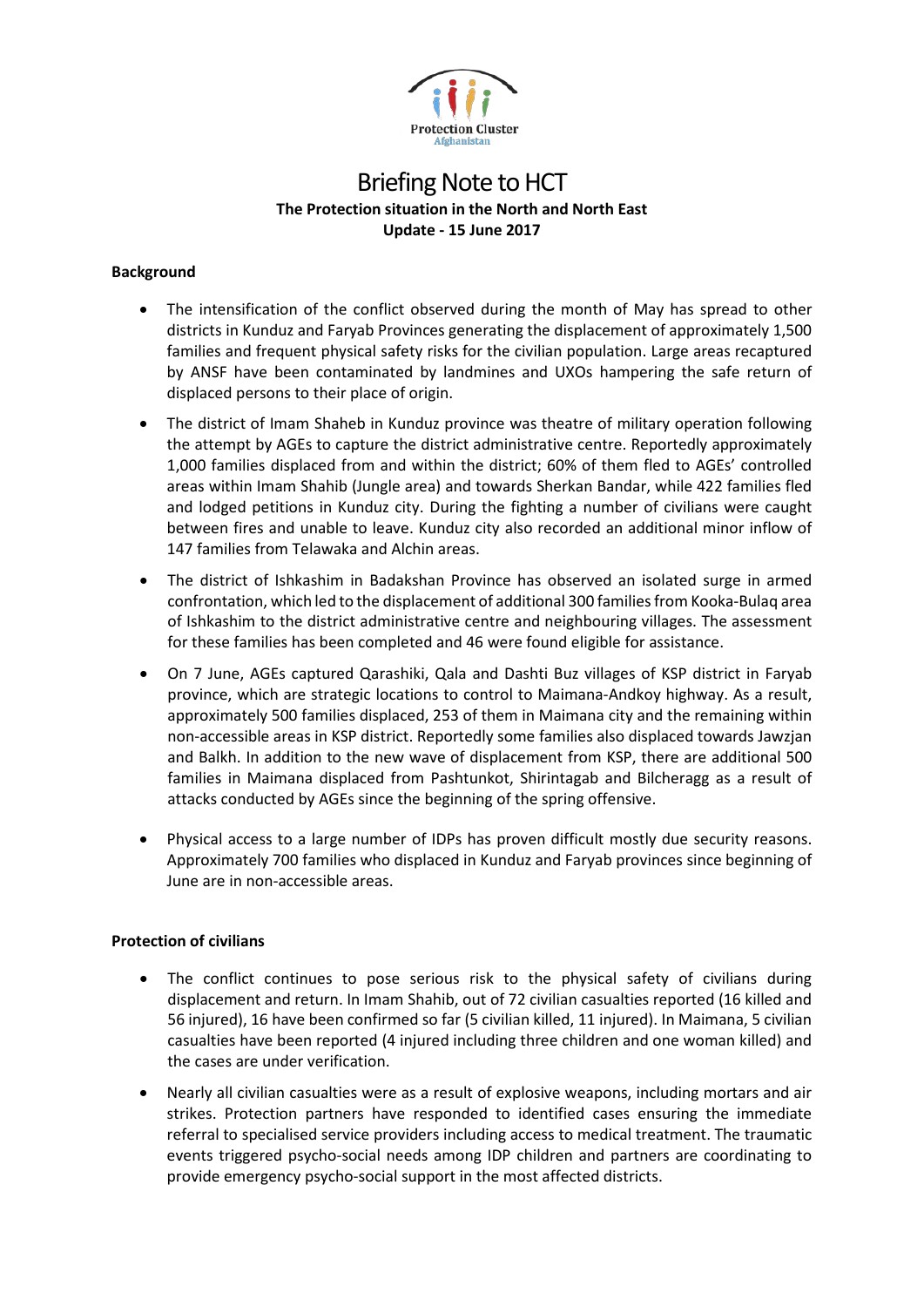Protection Cluster
Afghanistan

# Briefing Note to HCT

**The Protection situation in the North and North East**
**Update - 15 June 2017**

**Background**

- The intensification of the conflict observed during the month of May has spread to other districts in Kunduz and Faryab Provinces generating the displacement of approximately 1,500 families and frequent physical safety risks for the civilian population. Large areas recaptured by ANSF have been contaminated by landmines and UXOs hampering the safe return of displaced persons to their place of origin.
- The district of Imam Shaheb in Kunduz province was theatre of military operation following the attempt by AGEs to capture the district administrative centre. Reportedly approximately 1,000 families displaced from and within the district; 60% of them fled to AGEs' controlled areas within Imam Shahib (Jungle area) and towards Sherkan Bandar, while 422 families fled and lodged petitions in Kunduz city. During the fighting a number of civilians were caught between fires and unable to leave. Kunduz city also recorded an additional minor inflow of 147 families from Telawaka and Alchin areas.
- The district of Ishkashim in Badakshan Province has observed an isolated surge in armed confrontation, which led to the displacement of additional 300 families from Kooka-Bulaq area of Ishkashim to the district administrative centre and neighbouring villages. The assessment for these families has been completed and 46 were found eligible for assistance.
- On 7 June, AGEs captured Qarashiki, Qala and Dashti Buz villages of KSP district in Faryab province, which are strategic locations to control to Maimana-Andkoy highway. As a result, approximately 500 families displaced, 253 of them in Maimana city and the remaining within non-accessible areas in KSP district. Reportedly some families also displaced towards Jawzjan and Balkh. In addition to the new wave of displacement from KSP, there are additional 500 families in Maimana displaced from Pashtunkot, Shirintagab and Bilcheragg as a result of attacks conducted by AGEs since the beginning of the spring offensive.
- Physical access to a large number of IDPs has proven difficult mostly due security reasons. Approximately 700 families who displaced in Kunduz and Faryab provinces since beginning of June are in non-accessible areas.

**Protection of civilians**

- The conflict continues to pose serious risk to the physical safety of civilians during displacement and return. In Imam Shahib, out of 72 civilian casualties reported (16 killed and 56 injured), 16 have been confirmed so far (5 civilian killed, 11 injured). In Maimana, 5 civilian casualties have been reported (4 injured including three children and one woman killed) and the cases are under verification.
- Nearly all civilian casualties were as a result of explosive weapons, including mortars and air strikes. Protection partners have responded to identified cases ensuring the immediate referral to specialised service providers including access to medical treatment. The traumatic events triggered psycho-social needs among IDP children and partners are coordinating to provide emergency psycho-social support in the most affected districts.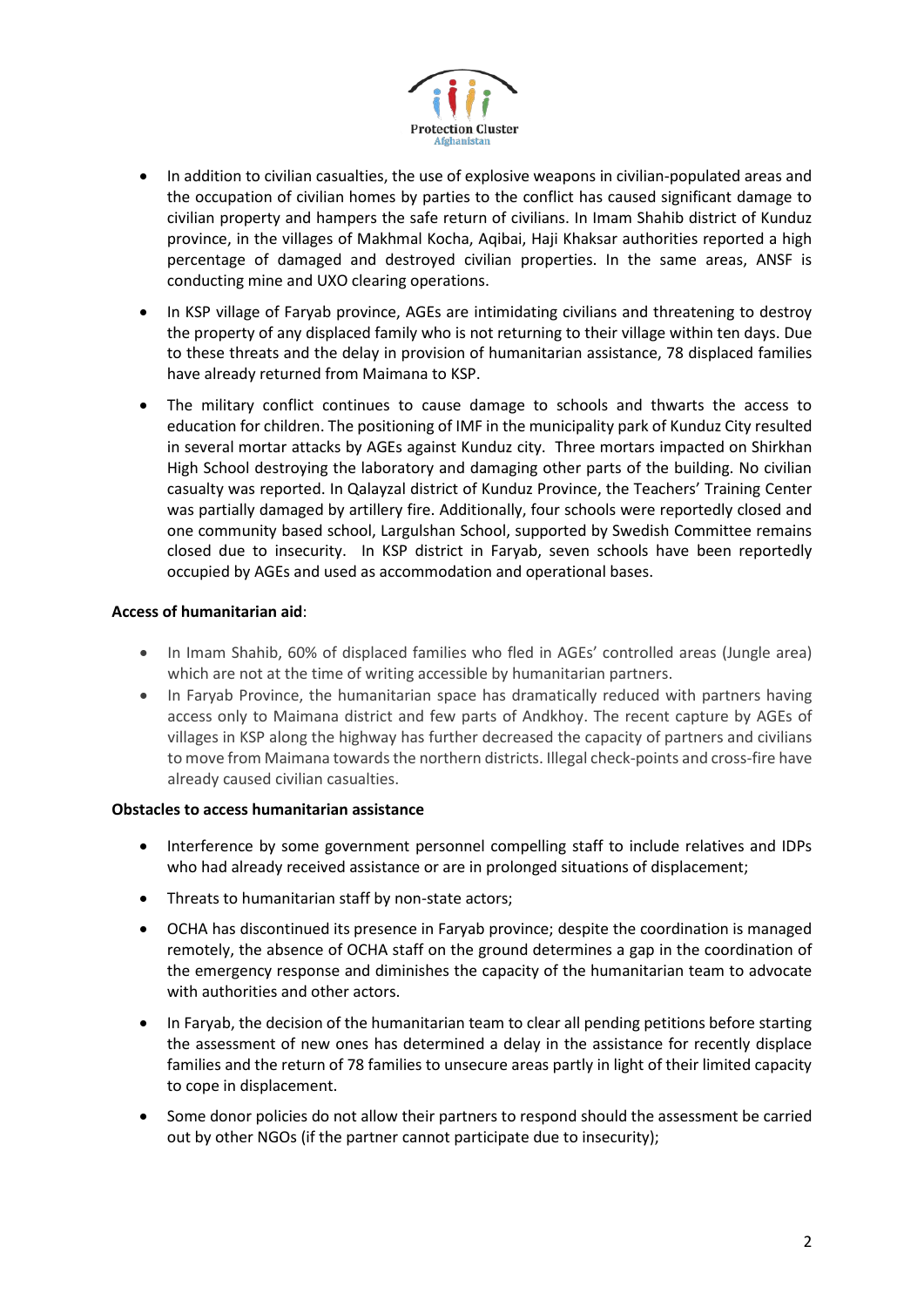- In addition to civilian casualties, the use of explosive weapons in civilian-populated areas and the occupation of civilian homes by parties to the conflict has caused significant damage to civilian property and hampers the safe return of civilians. In Imam Shahib district of Kunduz province, in the villages of Makhmal Kocha, Aqibai, Haji Khaksar authorities reported a high percentage of damaged and destroyed civilian properties. In the same areas, ANSF is conducting mine and UXO clearing operations.

- In KSP village of Faryab province, AGEs are intimidating civilians and threatening to destroy the property of any displaced family who is not returning to their village within ten days. Due to these threats and the delay in provision of humanitarian assistance, 78 displaced families have already returned from Maimana to KSP.

- The military conflict continues to cause damage to schools and thwarts the access to education for children. The positioning of IMF in the municipality park of Kunduz City resulted in several mortar attacks by AGEs against Kunduz city. Three mortars impacted on Shirkhan High School destroying the laboratory and damaging other parts of the building. No civilian casualty was reported. In Qalayzal district of Kunduz Province, the Teachers' Training Center was partially damaged by artillery fire. Additionally, four schools were reportedly closed and one community based school, Largulshan School, supported by Swedish Committee remains closed due to insecurity. In KSP district in Faryab, seven schools have been reportedly occupied by AGEs and used as accommodation and operational bases.

**Access of humanitarian aid**:

- In Imam Shahib, 60% of displaced families who fled in AGEs' controlled areas (Jungle area) which are not at the time of writing accessible by humanitarian partners.
- In Faryab Province, the humanitarian space has dramatically reduced with partners having access only to Maimana district and few parts of Andkhoy. The recent capture by AGEs of villages in KSP along the highway has further decreased the capacity of partners and civilians to move from Maimana towards the northern districts. Illegal check-points and cross-fire have already caused civilian casualties.

**Obstacles to access humanitarian assistance**

- Interference by some government personnel compelling staff to include relatives and IDPs who had already received assistance or are in prolonged situations of displacement;

- Threats to humanitarian staff by non-state actors;

- OCHA has discontinued its presence in Faryab province; despite the coordination is managed remotely, the absence of OCHA staff on the ground determines a gap in the coordination of the emergency response and diminishes the capacity of the humanitarian team to advocate with authorities and other actors.

- In Faryab, the decision of the humanitarian team to clear all pending petitions before starting the assessment of new ones has determined a delay in the assistance for recently displace families and the return of 78 families to unsecure areas partly in light of their limited capacity to cope in displacement.

- Some donor policies do not allow their partners to respond should the assessment be carried out by other NGOs (if the partner cannot participate due to insecurity);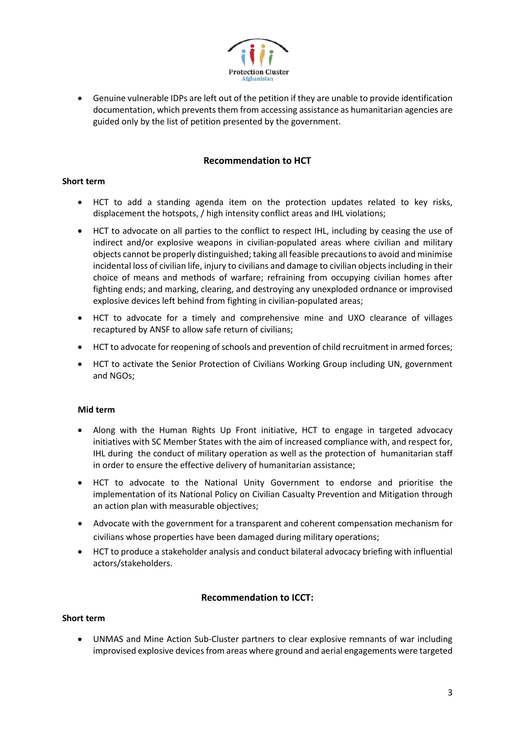- Genuine vulnerable IDPs are left out of the petition if they are unable to provide identification documentation, which prevents them from accessing assistance as humanitarian agencies are guided only by the list of petition presented by the government.

## Recommendation to HCT

**Short term**

- HCT to add a standing agenda item on the protection updates related to key risks, displacement the hotspots, / high intensity conflict areas and IHL violations;
- HCT to advocate on all parties to the conflict to respect IHL, including by ceasing the use of indirect and/or explosive weapons in civilian-populated areas where civilian and military objects cannot be properly distinguished; taking all feasible precautions to avoid and minimise incidental loss of civilian life, injury to civilians and damage to civilian objects including in their choice of means and methods of warfare; refraining from occupying civilian homes after fighting ends; and marking, clearing, and destroying any unexploded ordnance or improvised explosive devices left behind from fighting in civilian-populated areas;
- HCT to advocate for a timely and comprehensive mine and UXO clearance of villages recaptured by ANSF to allow safe return of civilians;
- HCT to advocate for reopening of schools and prevention of child recruitment in armed forces;
- HCT to activate the Senior Protection of Civilians Working Group including UN, government and NGOs;

**Mid term**

- Along with the Human Rights Up Front initiative, HCT to engage in targeted advocacy initiatives with SC Member States with the aim of increased compliance with, and respect for, IHL during the conduct of military operation as well as the protection of humanitarian staff in order to ensure the effective delivery of humanitarian assistance;
- HCT to advocate to the National Unity Government to endorse and prioritise the implementation of its National Policy on Civilian Casualty Prevention and Mitigation through an action plan with measurable objectives;
- Advocate with the government for a transparent and coherent compensation mechanism for civilians whose properties have been damaged during military operations;
- HCT to produce a stakeholder analysis and conduct bilateral advocacy briefing with influential actors/stakeholders.

## Recommendation to ICCT:

**Short term**

- UNMAS and Mine Action Sub-Cluster partners to clear explosive remnants of war including improvised explosive devices from areas where ground and aerial engagements were targeted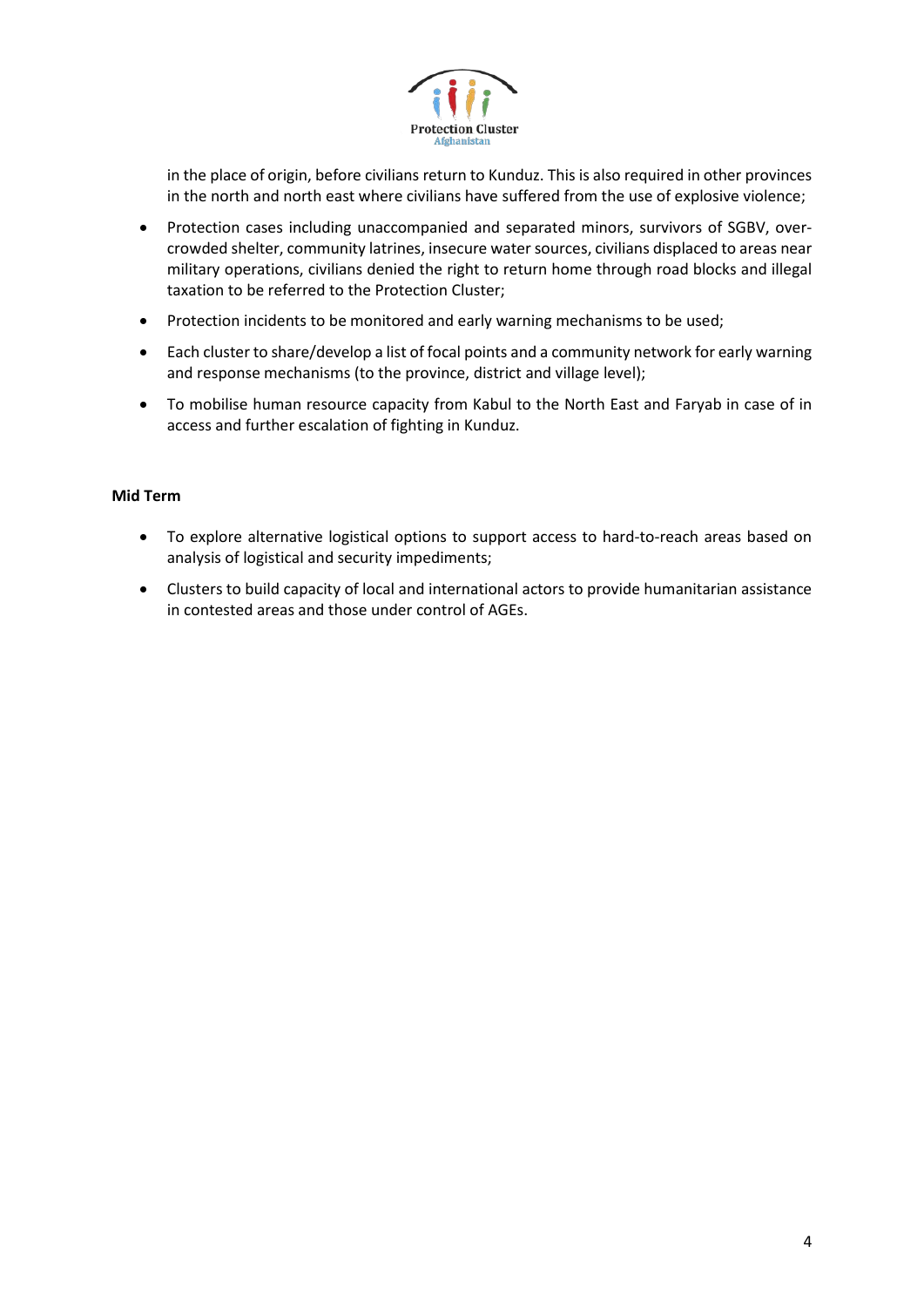in the place of origin, before civilians return to Kunduz. This is also required in other provinces in the north and north east where civilians have suffered from the use of explosive violence;

- Protection cases including unaccompanied and separated minors, survivors of SGBV, over-crowded shelter, community latrines, insecure water sources, civilians displaced to areas near military operations, civilians denied the right to return home through road blocks and illegal taxation to be referred to the Protection Cluster;
- Protection incidents to be monitored and early warning mechanisms to be used;
- Each cluster to share/develop a list of focal points and a community network for early warning and response mechanisms (to the province, district and village level);
- To mobilise human resource capacity from Kabul to the North East and Faryab in case of in access and further escalation of fighting in Kunduz.

**Mid Term**

- To explore alternative logistical options to support access to hard-to-reach areas based on analysis of logistical and security impediments;
- Clusters to build capacity of local and international actors to provide humanitarian assistance in contested areas and those under control of AGEs.